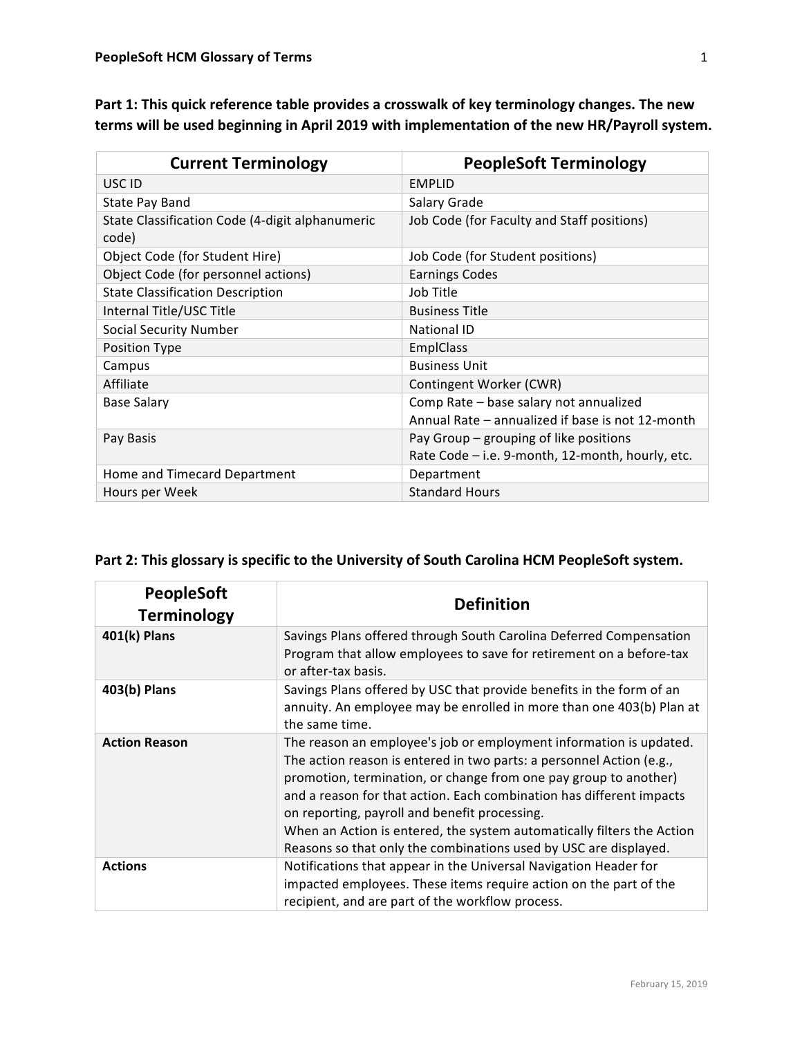**Part 1: This quick reference table provides a crosswalk of key terminology changes. The new terms will be used beginning in April 2019 with implementation of the new HR/Payroll system.**

| Current Terminology | PeopleSoft Terminology |
|---|---|
| USC ID | EMPLID |
| State Pay Band | Salary Grade |
| State Classification Code (4-digit alphanumeric code) | Job Code (for Faculty and Staff positions) |
| Object Code (for Student Hire) | Job Code (for Student positions) |
| Object Code (for personnel actions) | Earnings Codes |
| State Classification Description | Job Title |
| Internal Title/USC Title | Business Title |
| Social Security Number | National ID |
| Position Type | EmplClass |
| Campus | Business Unit |
| Affiliate | Contingent Worker (CWR) |
| Base Salary | Comp Rate – base salary not annualized<br>Annual Rate – annualized if base is not 12-month |
| Pay Basis | Pay Group – grouping of like positions<br>Rate Code – i.e. 9-month, 12-month, hourly, etc. |
| Home and Timecard Department | Department |
| Hours per Week | Standard Hours |

**Part 2: This glossary is specific to the University of South Carolina HCM PeopleSoft system.**

| PeopleSoft Terminology | Definition |
|---|---|
| **401(k) Plans** | Savings Plans offered through South Carolina Deferred Compensation Program that allow employees to save for retirement on a before-tax or after-tax basis. |
| **403(b) Plans** | Savings Plans offered by USC that provide benefits in the form of an annuity. An employee may be enrolled in more than one 403(b) Plan at the same time. |
| **Action Reason** | The reason an employee's job or employment information is updated. The action reason is entered in two parts: a personnel Action (e.g., promotion, termination, or change from one pay group to another) and a reason for that action. Each combination has different impacts on reporting, payroll and benefit processing.<br>When an Action is entered, the system automatically filters the Action Reasons so that only the combinations used by USC are displayed. |
| **Actions** | Notifications that appear in the Universal Navigation Header for impacted employees. These items require action on the part of the recipient, and are part of the workflow process. |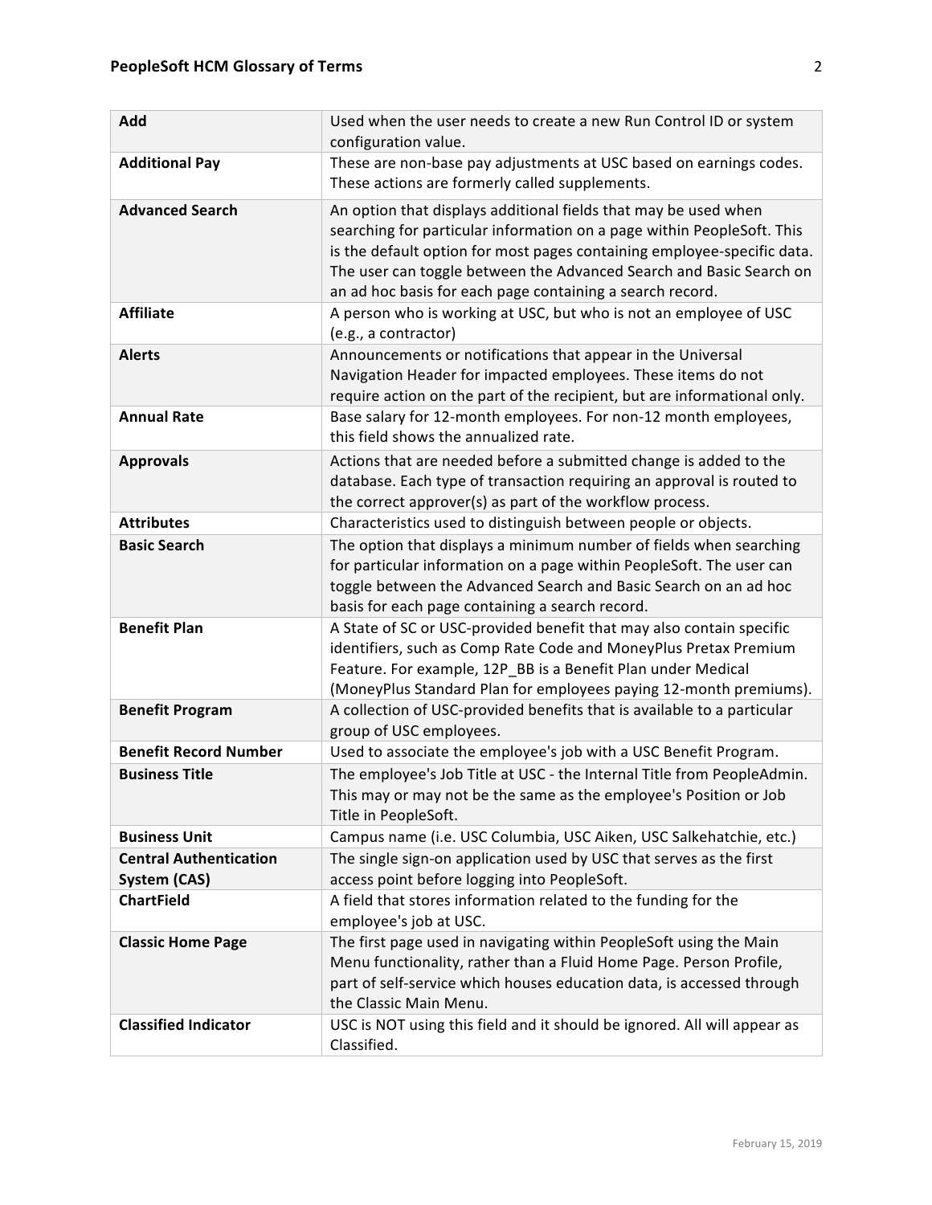| **Add** | Used when the user needs to create a new Run Control ID or system configuration value. |
|---|---|
| **Additional Pay** | These are non-base pay adjustments at USC based on earnings codes. These actions are formerly called supplements. |
| **Advanced Search** | An option that displays additional fields that may be used when searching for particular information on a page within PeopleSoft. This is the default option for most pages containing employee-specific data. The user can toggle between the Advanced Search and Basic Search on an ad hoc basis for each page containing a search record. |
| **Affiliate** | A person who is working at USC, but who is not an employee of USC (e.g., a contractor) |
| **Alerts** | Announcements or notifications that appear in the Universal Navigation Header for impacted employees. These items do not require action on the part of the recipient, but are informational only. |
| **Annual Rate** | Base salary for 12-month employees. For non-12 month employees, this field shows the annualized rate. |
| **Approvals** | Actions that are needed before a submitted change is added to the database. Each type of transaction requiring an approval is routed to the correct approver(s) as part of the workflow process. |
| **Attributes** | Characteristics used to distinguish between people or objects. |
| **Basic Search** | The option that displays a minimum number of fields when searching for particular information on a page within PeopleSoft. The user can toggle between the Advanced Search and Basic Search on an ad hoc basis for each page containing a search record. |
| **Benefit Plan** | A State of SC or USC-provided benefit that may also contain specific identifiers, such as Comp Rate Code and MoneyPlus Pretax Premium Feature. For example, 12P_BB is a Benefit Plan under Medical (MoneyPlus Standard Plan for employees paying 12-month premiums). |
| **Benefit Program** | A collection of USC-provided benefits that is available to a particular group of USC employees. |
| **Benefit Record Number** | Used to associate the employee's job with a USC Benefit Program. |
| **Business Title** | The employee's Job Title at USC - the Internal Title from PeopleAdmin. This may or may not be the same as the employee's Position or Job Title in PeopleSoft. |
| **Business Unit** | Campus name (i.e. USC Columbia, USC Aiken, USC Salkehatchie, etc.) |
| **Central Authentication System (CAS)** | The single sign-on application used by USC that serves as the first access point before logging into PeopleSoft. |
| **ChartField** | A field that stores information related to the funding for the employee's job at USC. |
| **Classic Home Page** | The first page used in navigating within PeopleSoft using the Main Menu functionality, rather than a Fluid Home Page. Person Profile, part of self-service which houses education data, is accessed through the Classic Main Menu. |
| **Classified Indicator** | USC is NOT using this field and it should be ignored. All will appear as Classified. |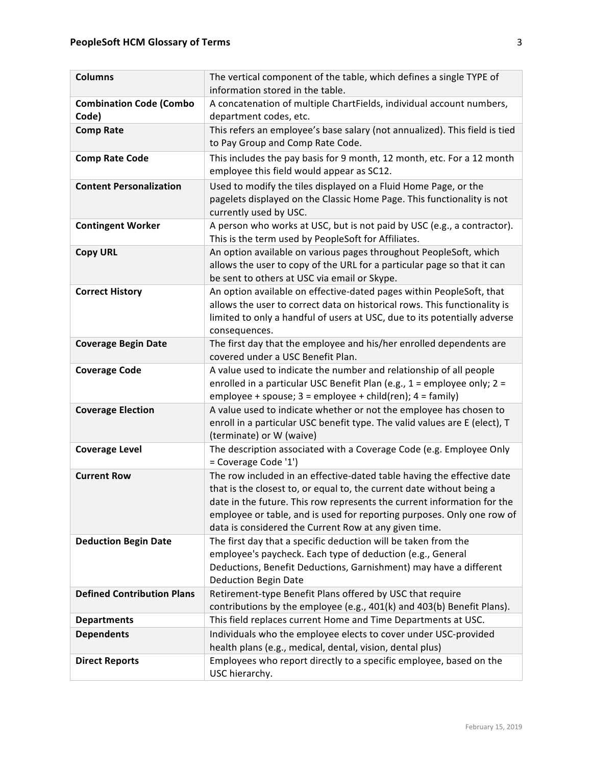| **Columns** | The vertical component of the table, which defines a single TYPE of information stored in the table. |
|---|---|
| **Combination Code (Combo Code)** | A concatenation of multiple ChartFields, individual account numbers, department codes, etc. |
| **Comp Rate** | This refers an employee's base salary (not annualized). This field is tied to Pay Group and Comp Rate Code. |
| **Comp Rate Code** | This includes the pay basis for 9 month, 12 month, etc. For a 12 month employee this field would appear as SC12. |
| **Content Personalization** | Used to modify the tiles displayed on a Fluid Home Page, or the pagelets displayed on the Classic Home Page. This functionality is not currently used by USC. |
| **Contingent Worker** | A person who works at USC, but is not paid by USC (e.g., a contractor). This is the term used by PeopleSoft for Affiliates. |
| **Copy URL** | An option available on various pages throughout PeopleSoft, which allows the user to copy of the URL for a particular page so that it can be sent to others at USC via email or Skype. |
| **Correct History** | An option available on effective-dated pages within PeopleSoft, that allows the user to correct data on historical rows. This functionality is limited to only a handful of users at USC, due to its potentially adverse consequences. |
| **Coverage Begin Date** | The first day that the employee and his/her enrolled dependents are covered under a USC Benefit Plan. |
| **Coverage Code** | A value used to indicate the number and relationship of all people enrolled in a particular USC Benefit Plan (e.g., 1 = employee only; 2 = employee + spouse; 3 = employee + child(ren); 4 = family) |
| **Coverage Election** | A value used to indicate whether or not the employee has chosen to enroll in a particular USC benefit type. The valid values are E (elect), T (terminate) or W (waive) |
| **Coverage Level** | The description associated with a Coverage Code (e.g. Employee Only = Coverage Code '1') |
| **Current Row** | The row included in an effective-dated table having the effective date that is the closest to, or equal to, the current date without being a date in the future. This row represents the current information for the employee or table, and is used for reporting purposes. Only one row of data is considered the Current Row at any given time. |
| **Deduction Begin Date** | The first day that a specific deduction will be taken from the employee's paycheck. Each type of deduction (e.g., General Deductions, Benefit Deductions, Garnishment) may have a different Deduction Begin Date |
| **Defined Contribution Plans** | Retirement-type Benefit Plans offered by USC that require contributions by the employee (e.g., 401(k) and 403(b) Benefit Plans). |
| **Departments** | This field replaces current Home and Time Departments at USC. |
| **Dependents** | Individuals who the employee elects to cover under USC-provided health plans (e.g., medical, dental, vision, dental plus) |
| **Direct Reports** | Employees who report directly to a specific employee, based on the USC hierarchy. |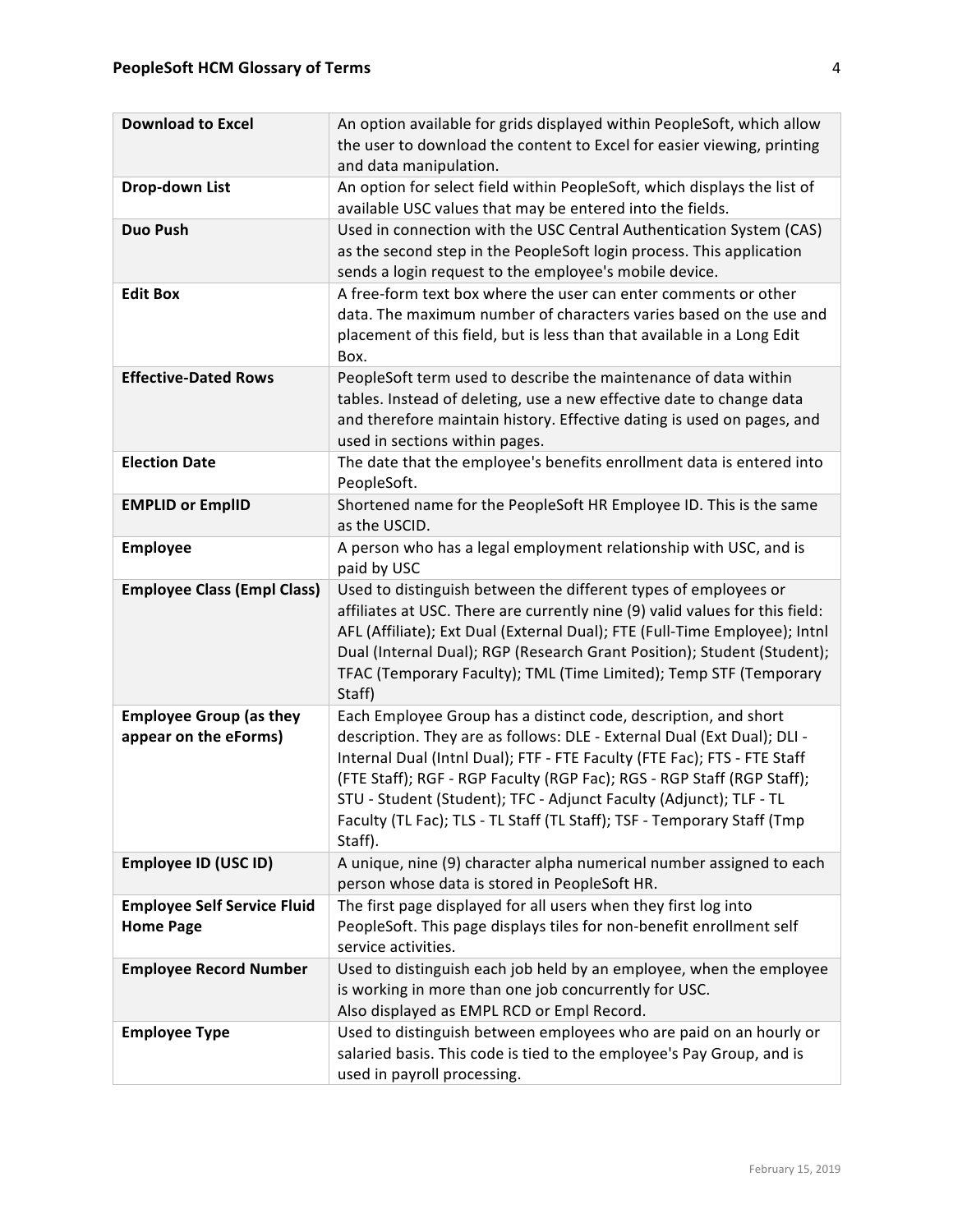| | |
|---|---|
| **Download to Excel** | An option available for grids displayed within PeopleSoft, which allow the user to download the content to Excel for easier viewing, printing and data manipulation. |
| **Drop-down List** | An option for select field within PeopleSoft, which displays the list of available USC values that may be entered into the fields. |
| **Duo Push** | Used in connection with the USC Central Authentication System (CAS) as the second step in the PeopleSoft login process. This application sends a login request to the employee's mobile device. |
| **Edit Box** | A free-form text box where the user can enter comments or other data. The maximum number of characters varies based on the use and placement of this field, but is less than that available in a Long Edit Box. |
| **Effective-Dated Rows** | PeopleSoft term used to describe the maintenance of data within tables. Instead of deleting, use a new effective date to change data and therefore maintain history. Effective dating is used on pages, and used in sections within pages. |
| **Election Date** | The date that the employee's benefits enrollment data is entered into PeopleSoft. |
| **EMPLID or EmplID** | Shortened name for the PeopleSoft HR Employee ID. This is the same as the USCID. |
| **Employee** | A person who has a legal employment relationship with USC, and is paid by USC |
| **Employee Class (Empl Class)** | Used to distinguish between the different types of employees or affiliates at USC. There are currently nine (9) valid values for this field: AFL (Affiliate); Ext Dual (External Dual); FTE (Full-Time Employee); Intnl Dual (Internal Dual); RGP (Research Grant Position); Student (Student); TFAC (Temporary Faculty); TML (Time Limited); Temp STF (Temporary Staff) |
| **Employee Group (as they appear on the eForms)** | Each Employee Group has a distinct code, description, and short description. They are as follows: DLE - External Dual (Ext Dual); DLI - Internal Dual (Intnl Dual); FTF - FTE Faculty (FTE Fac); FTS - FTE Staff (FTE Staff); RGF - RGP Faculty (RGP Fac); RGS - RGP Staff (RGP Staff); STU - Student (Student); TFC - Adjunct Faculty (Adjunct); TLF - TL Faculty (TL Fac); TLS - TL Staff (TL Staff); TSF - Temporary Staff (Tmp Staff). |
| **Employee ID (USC ID)** | A unique, nine (9) character alpha numerical number assigned to each person whose data is stored in PeopleSoft HR. |
| **Employee Self Service Fluid Home Page** | The first page displayed for all users when they first log into PeopleSoft. This page displays tiles for non-benefit enrollment self service activities. |
| **Employee Record Number** | Used to distinguish each job held by an employee, when the employee is working in more than one job concurrently for USC. Also displayed as EMPL RCD or Empl Record. |
| **Employee Type** | Used to distinguish between employees who are paid on an hourly or salaried basis. This code is tied to the employee's Pay Group, and is used in payroll processing. |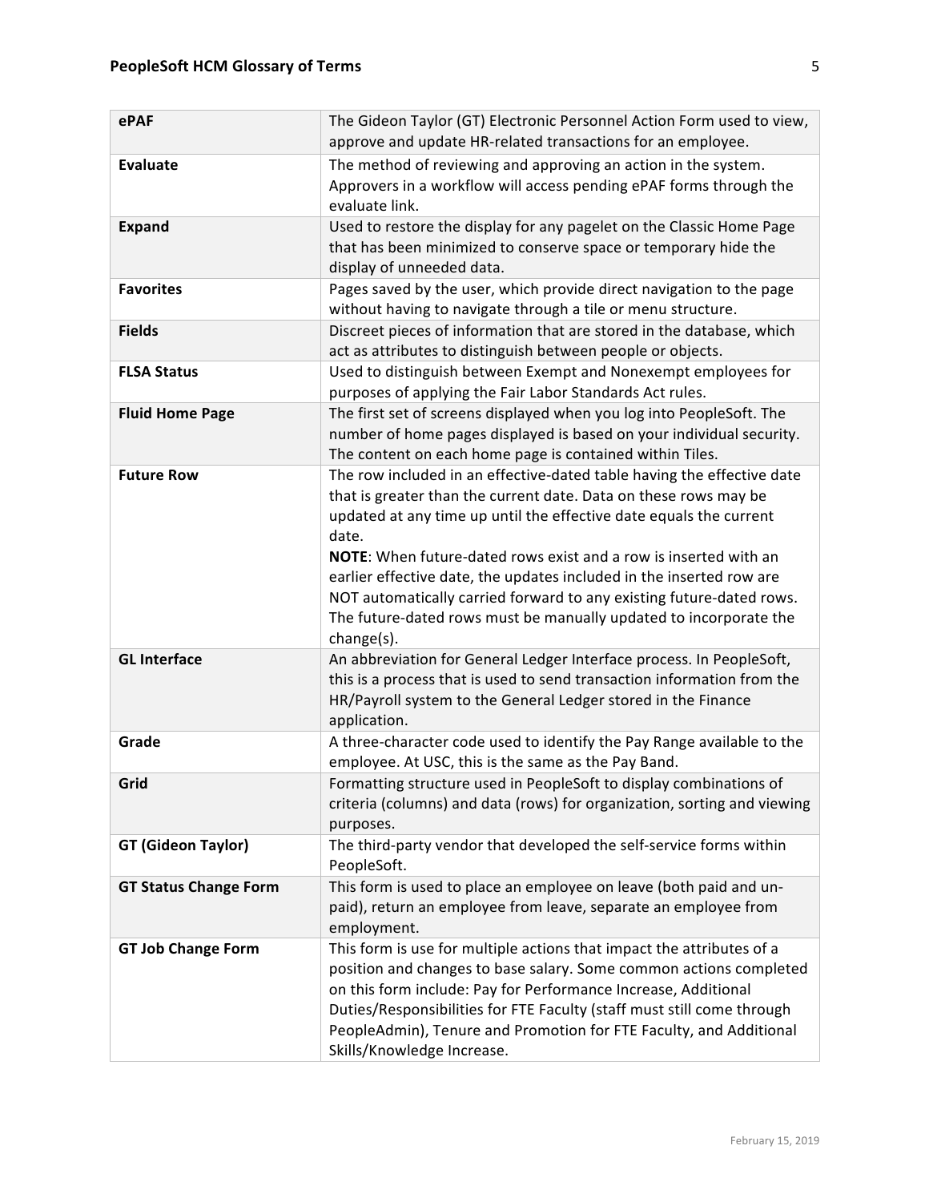| | |
|---|---|
| **ePAF** | The Gideon Taylor (GT) Electronic Personnel Action Form used to view, approve and update HR-related transactions for an employee. |
| **Evaluate** | The method of reviewing and approving an action in the system. Approvers in a workflow will access pending ePAF forms through the evaluate link. |
| **Expand** | Used to restore the display for any pagelet on the Classic Home Page that has been minimized to conserve space or temporary hide the display of unneeded data. |
| **Favorites** | Pages saved by the user, which provide direct navigation to the page without having to navigate through a tile or menu structure. |
| **Fields** | Discreet pieces of information that are stored in the database, which act as attributes to distinguish between people or objects. |
| **FLSA Status** | Used to distinguish between Exempt and Nonexempt employees for purposes of applying the Fair Labor Standards Act rules. |
| **Fluid Home Page** | The first set of screens displayed when you log into PeopleSoft. The number of home pages displayed is based on your individual security. The content on each home page is contained within Tiles. |
| **Future Row** | The row included in an effective-dated table having the effective date that is greater than the current date. Data on these rows may be updated at any time up until the effective date equals the current date.<br>**NOTE**: When future-dated rows exist and a row is inserted with an earlier effective date, the updates included in the inserted row are NOT automatically carried forward to any existing future-dated rows. The future-dated rows must be manually updated to incorporate the change(s). |
| **GL Interface** | An abbreviation for General Ledger Interface process. In PeopleSoft, this is a process that is used to send transaction information from the HR/Payroll system to the General Ledger stored in the Finance application. |
| **Grade** | A three-character code used to identify the Pay Range available to the employee. At USC, this is the same as the Pay Band. |
| **Grid** | Formatting structure used in PeopleSoft to display combinations of criteria (columns) and data (rows) for organization, sorting and viewing purposes. |
| **GT (Gideon Taylor)** | The third-party vendor that developed the self-service forms within PeopleSoft. |
| **GT Status Change Form** | This form is used to place an employee on leave (both paid and un-paid), return an employee from leave, separate an employee from employment. |
| **GT Job Change Form** | This form is use for multiple actions that impact the attributes of a position and changes to base salary. Some common actions completed on this form include: Pay for Performance Increase, Additional Duties/Responsibilities for FTE Faculty (staff must still come through PeopleAdmin), Tenure and Promotion for FTE Faculty, and Additional Skills/Knowledge Increase. |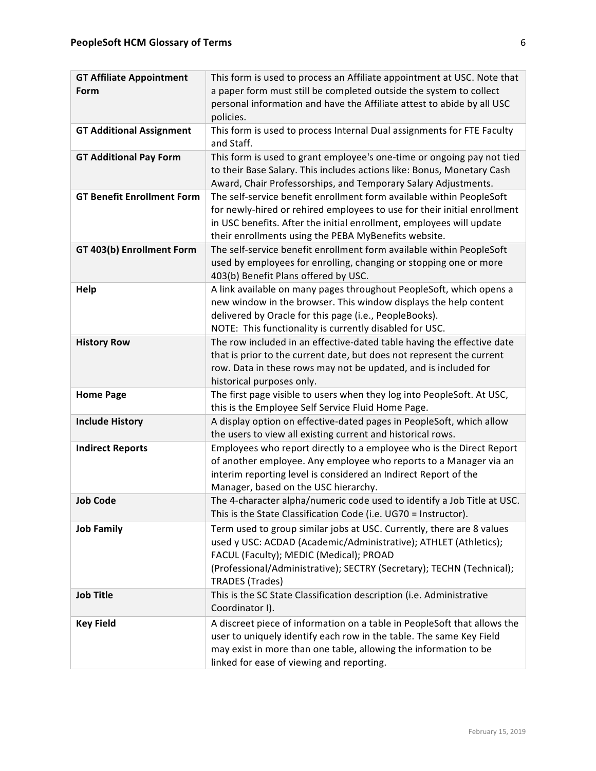| | |
|---|---|
| **GT Affiliate Appointment Form** | This form is used to process an Affiliate appointment at USC. Note that a paper form must still be completed outside the system to collect personal information and have the Affiliate attest to abide by all USC policies. |
| **GT Additional Assignment** | This form is used to process Internal Dual assignments for FTE Faculty and Staff. |
| **GT Additional Pay Form** | This form is used to grant employee's one-time or ongoing pay not tied to their Base Salary. This includes actions like: Bonus, Monetary Cash Award, Chair Professorships, and Temporary Salary Adjustments. |
| **GT Benefit Enrollment Form** | The self-service benefit enrollment form available within PeopleSoft for newly-hired or rehired employees to use for their initial enrollment in USC benefits. After the initial enrollment, employees will update their enrollments using the PEBA MyBenefits website. |
| **GT 403(b) Enrollment Form** | The self-service benefit enrollment form available within PeopleSoft used by employees for enrolling, changing or stopping one or more 403(b) Benefit Plans offered by USC. |
| **Help** | A link available on many pages throughout PeopleSoft, which opens a new window in the browser. This window displays the help content delivered by Oracle for this page (i.e., PeopleBooks).<br>NOTE: This functionality is currently disabled for USC. |
| **History Row** | The row included in an effective-dated table having the effective date that is prior to the current date, but does not represent the current row. Data in these rows may not be updated, and is included for historical purposes only. |
| **Home Page** | The first page visible to users when they log into PeopleSoft. At USC, this is the Employee Self Service Fluid Home Page. |
| **Include History** | A display option on effective-dated pages in PeopleSoft, which allow the users to view all existing current and historical rows. |
| **Indirect Reports** | Employees who report directly to a employee who is the Direct Report of another employee. Any employee who reports to a Manager via an interim reporting level is considered an Indirect Report of the Manager, based on the USC hierarchy. |
| **Job Code** | The 4-character alpha/numeric code used to identify a Job Title at USC. This is the State Classification Code (i.e. UG70 = Instructor). |
| **Job Family** | Term used to group similar jobs at USC. Currently, there are 8 values used y USC: ACDAD (Academic/Administrative); ATHLET (Athletics); FACUL (Faculty); MEDIC (Medical); PROAD (Professional/Administrative); SECTRY (Secretary); TECHN (Technical); TRADES (Trades) |
| **Job Title** | This is the SC State Classification description (i.e. Administrative Coordinator I). |
| **Key Field** | A discreet piece of information on a table in PeopleSoft that allows the user to uniquely identify each row in the table. The same Key Field may exist in more than one table, allowing the information to be linked for ease of viewing and reporting. |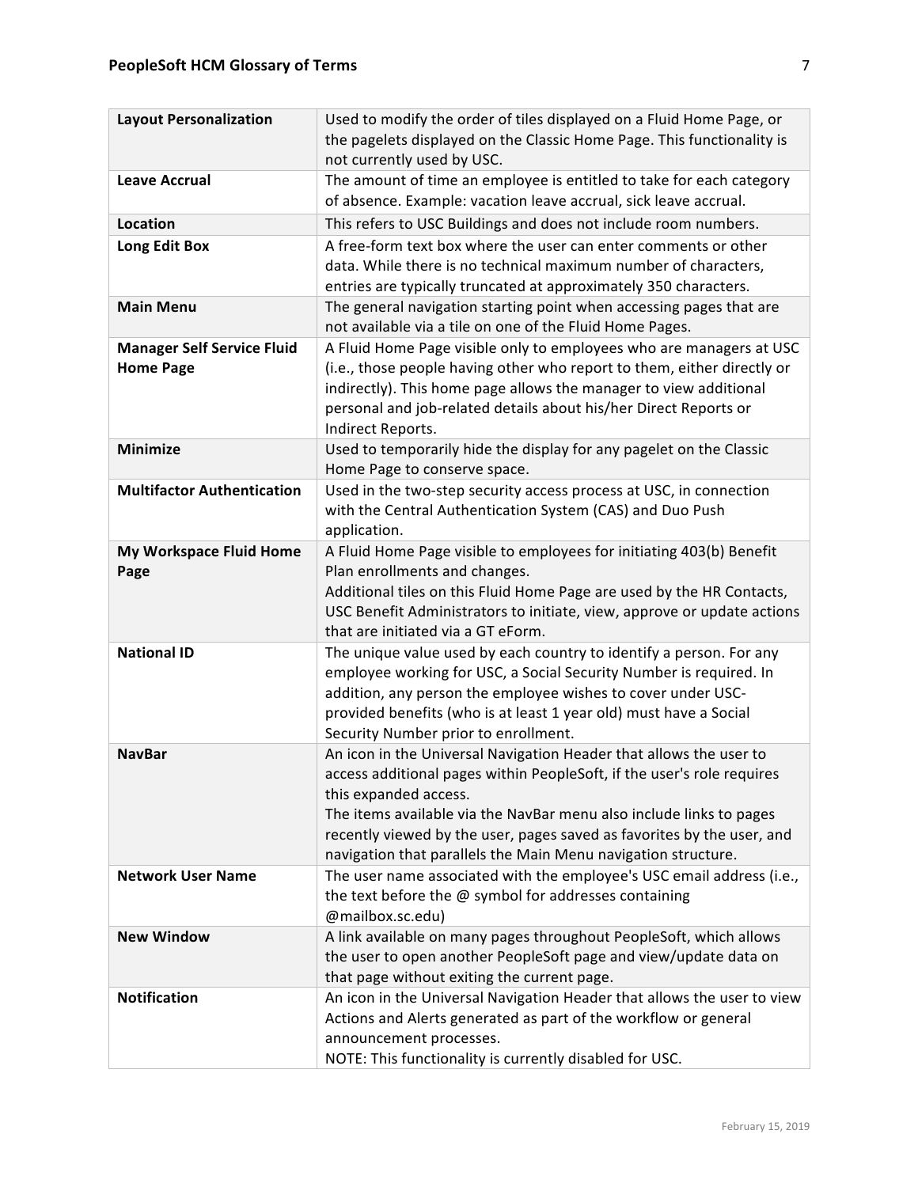| **Layout Personalization** | Used to modify the order of tiles displayed on a Fluid Home Page, or the pagelets displayed on the Classic Home Page. This functionality is not currently used by USC. |
|---|---|
| **Leave Accrual** | The amount of time an employee is entitled to take for each category of absence. Example: vacation leave accrual, sick leave accrual. |
| **Location** | This refers to USC Buildings and does not include room numbers. |
| **Long Edit Box** | A free-form text box where the user can enter comments or other data. While there is no technical maximum number of characters, entries are typically truncated at approximately 350 characters. |
| **Main Menu** | The general navigation starting point when accessing pages that are not available via a tile on one of the Fluid Home Pages. |
| **Manager Self Service Fluid Home Page** | A Fluid Home Page visible only to employees who are managers at USC (i.e., those people having other who report to them, either directly or indirectly). This home page allows the manager to view additional personal and job-related details about his/her Direct Reports or Indirect Reports. |
| **Minimize** | Used to temporarily hide the display for any pagelet on the Classic Home Page to conserve space. |
| **Multifactor Authentication** | Used in the two-step security access process at USC, in connection with the Central Authentication System (CAS) and Duo Push application. |
| **My Workspace Fluid Home Page** | A Fluid Home Page visible to employees for initiating 403(b) Benefit Plan enrollments and changes.<br>Additional tiles on this Fluid Home Page are used by the HR Contacts, USC Benefit Administrators to initiate, view, approve or update actions that are initiated via a GT eForm. |
| **National ID** | The unique value used by each country to identify a person. For any employee working for USC, a Social Security Number is required. In addition, any person the employee wishes to cover under USC-provided benefits (who is at least 1 year old) must have a Social Security Number prior to enrollment. |
| **NavBar** | An icon in the Universal Navigation Header that allows the user to access additional pages within PeopleSoft, if the user's role requires this expanded access.<br>The items available via the NavBar menu also include links to pages recently viewed by the user, pages saved as favorites by the user, and navigation that parallels the Main Menu navigation structure. |
| **Network User Name** | The user name associated with the employee's USC email address (i.e., the text before the @ symbol for addresses containing @mailbox.sc.edu) |
| **New Window** | A link available on many pages throughout PeopleSoft, which allows the user to open another PeopleSoft page and view/update data on that page without exiting the current page. |
| **Notification** | An icon in the Universal Navigation Header that allows the user to view Actions and Alerts generated as part of the workflow or general announcement processes.<br>NOTE: This functionality is currently disabled for USC. |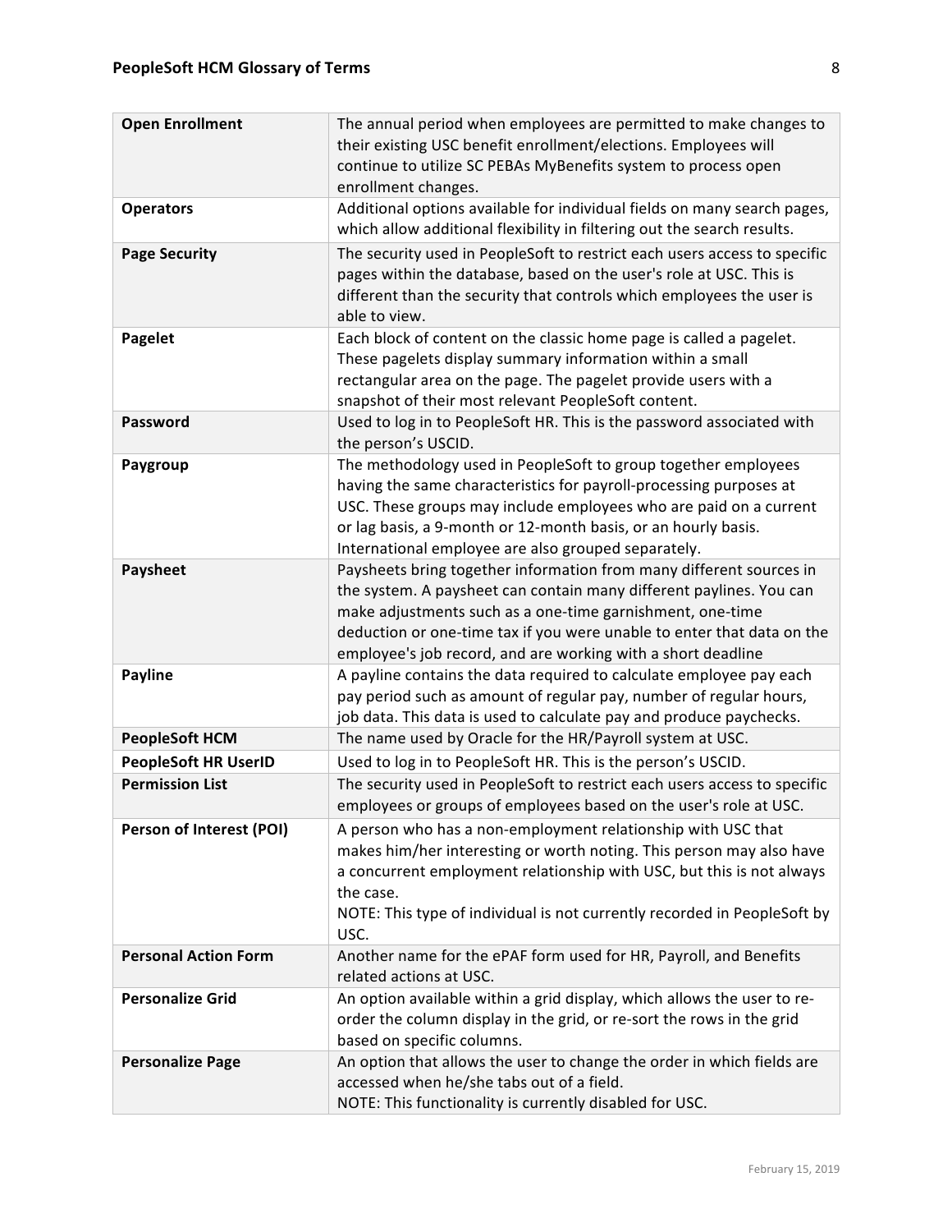| **Open Enrollment** | The annual period when employees are permitted to make changes to their existing USC benefit enrollment/elections. Employees will continue to utilize SC PEBAs MyBenefits system to process open enrollment changes. |
|---|---|
| **Operators** | Additional options available for individual fields on many search pages, which allow additional flexibility in filtering out the search results. |
| **Page Security** | The security used in PeopleSoft to restrict each users access to specific pages within the database, based on the user's role at USC. This is different than the security that controls which employees the user is able to view. |
| **Pagelet** | Each block of content on the classic home page is called a pagelet. These pagelets display summary information within a small rectangular area on the page. The pagelet provide users with a snapshot of their most relevant PeopleSoft content. |
| **Password** | Used to log in to PeopleSoft HR. This is the password associated with the person's USCID. |
| **Paygroup** | The methodology used in PeopleSoft to group together employees having the same characteristics for payroll-processing purposes at USC. These groups may include employees who are paid on a current or lag basis, a 9-month or 12-month basis, or an hourly basis. International employee are also grouped separately. |
| **Paysheet** | Paysheets bring together information from many different sources in the system. A paysheet can contain many different paylines. You can make adjustments such as a one-time garnishment, one-time deduction or one-time tax if you were unable to enter that data on the employee's job record, and are working with a short deadline |
| **Payline** | A payline contains the data required to calculate employee pay each pay period such as amount of regular pay, number of regular hours, job data. This data is used to calculate pay and produce paychecks. |
| **PeopleSoft HCM** | The name used by Oracle for the HR/Payroll system at USC. |
| **PeopleSoft HR UserID** | Used to log in to PeopleSoft HR. This is the person's USCID. |
| **Permission List** | The security used in PeopleSoft to restrict each users access to specific employees or groups of employees based on the user's role at USC. |
| **Person of Interest (POI)** | A person who has a non-employment relationship with USC that makes him/her interesting or worth noting. This person may also have a concurrent employment relationship with USC, but this is not always the case.<br>NOTE: This type of individual is not currently recorded in PeopleSoft by USC. |
| **Personal Action Form** | Another name for the ePAF form used for HR, Payroll, and Benefits related actions at USC. |
| **Personalize Grid** | An option available within a grid display, which allows the user to re-order the column display in the grid, or re-sort the rows in the grid based on specific columns. |
| **Personalize Page** | An option that allows the user to change the order in which fields are accessed when he/she tabs out of a field.<br>NOTE: This functionality is currently disabled for USC. |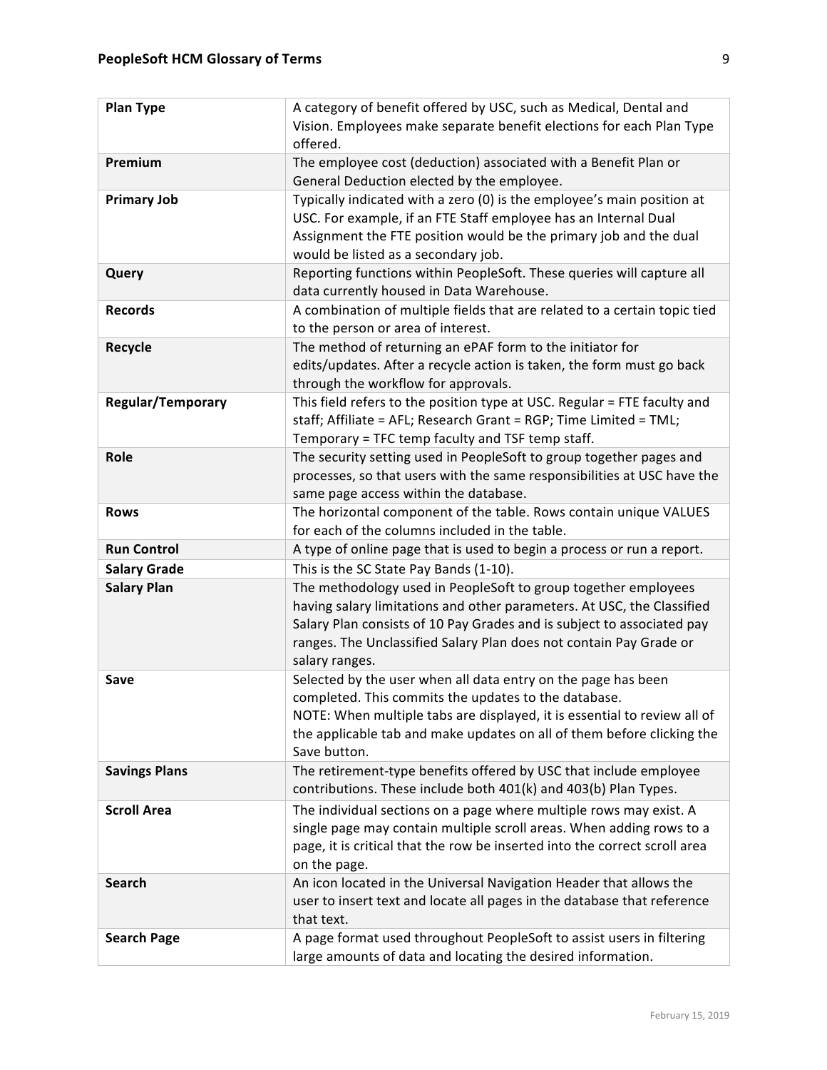| | |
|---|---|
| **Plan Type** | A category of benefit offered by USC, such as Medical, Dental and Vision. Employees make separate benefit elections for each Plan Type offered. |
| **Premium** | The employee cost (deduction) associated with a Benefit Plan or General Deduction elected by the employee. |
| **Primary Job** | Typically indicated with a zero (0) is the employee's main position at USC. For example, if an FTE Staff employee has an Internal Dual Assignment the FTE position would be the primary job and the dual would be listed as a secondary job. |
| **Query** | Reporting functions within PeopleSoft. These queries will capture all data currently housed in Data Warehouse. |
| **Records** | A combination of multiple fields that are related to a certain topic tied to the person or area of interest. |
| **Recycle** | The method of returning an ePAF form to the initiator for edits/updates. After a recycle action is taken, the form must go back through the workflow for approvals. |
| **Regular/Temporary** | This field refers to the position type at USC. Regular = FTE faculty and staff; Affiliate = AFL; Research Grant = RGP; Time Limited = TML; Temporary = TFC temp faculty and TSF temp staff. |
| **Role** | The security setting used in PeopleSoft to group together pages and processes, so that users with the same responsibilities at USC have the same page access within the database. |
| **Rows** | The horizontal component of the table. Rows contain unique VALUES for each of the columns included in the table. |
| **Run Control** | A type of online page that is used to begin a process or run a report. |
| **Salary Grade** | This is the SC State Pay Bands (1-10). |
| **Salary Plan** | The methodology used in PeopleSoft to group together employees having salary limitations and other parameters. At USC, the Classified Salary Plan consists of 10 Pay Grades and is subject to associated pay ranges. The Unclassified Salary Plan does not contain Pay Grade or salary ranges. |
| **Save** | Selected by the user when all data entry on the page has been completed. This commits the updates to the database.<br>NOTE: When multiple tabs are displayed, it is essential to review all of the applicable tab and make updates on all of them before clicking the Save button. |
| **Savings Plans** | The retirement-type benefits offered by USC that include employee contributions. These include both 401(k) and 403(b) Plan Types. |
| **Scroll Area** | The individual sections on a page where multiple rows may exist. A single page may contain multiple scroll areas. When adding rows to a page, it is critical that the row be inserted into the correct scroll area on the page. |
| **Search** | An icon located in the Universal Navigation Header that allows the user to insert text and locate all pages in the database that reference that text. |
| **Search Page** | A page format used throughout PeopleSoft to assist users in filtering large amounts of data and locating the desired information. |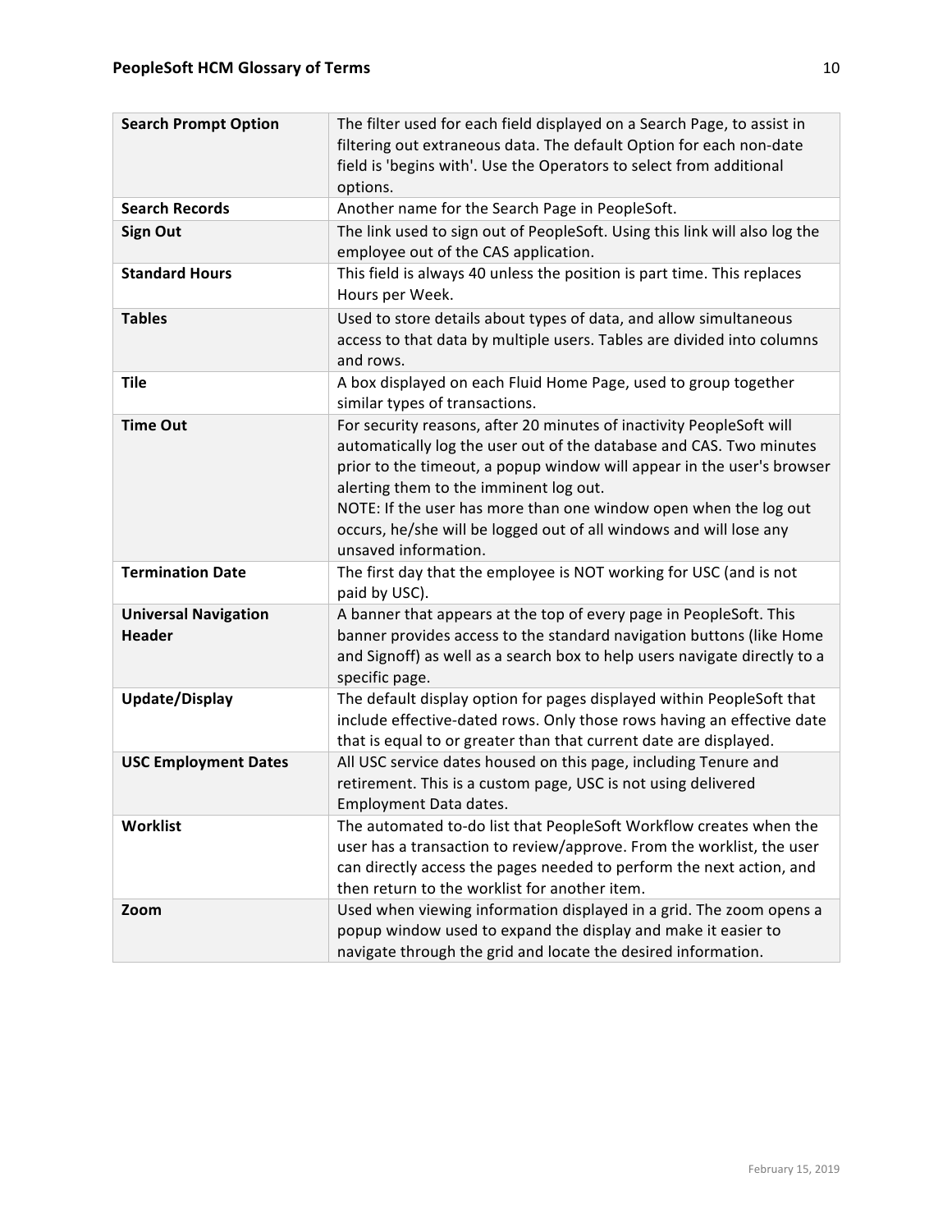| | |
|---|---|
| **Search Prompt Option** | The filter used for each field displayed on a Search Page, to assist in filtering out extraneous data. The default Option for each non-date field is 'begins with'. Use the Operators to select from additional options. |
| **Search Records** | Another name for the Search Page in PeopleSoft. |
| **Sign Out** | The link used to sign out of PeopleSoft. Using this link will also log the employee out of the CAS application. |
| **Standard Hours** | This field is always 40 unless the position is part time. This replaces Hours per Week. |
| **Tables** | Used to store details about types of data, and allow simultaneous access to that data by multiple users. Tables are divided into columns and rows. |
| **Tile** | A box displayed on each Fluid Home Page, used to group together similar types of transactions. |
| **Time Out** | For security reasons, after 20 minutes of inactivity PeopleSoft will automatically log the user out of the database and CAS. Two minutes prior to the timeout, a popup window will appear in the user's browser alerting them to the imminent log out.<br>NOTE: If the user has more than one window open when the log out occurs, he/she will be logged out of all windows and will lose any unsaved information. |
| **Termination Date** | The first day that the employee is NOT working for USC (and is not paid by USC). |
| **Universal Navigation Header** | A banner that appears at the top of every page in PeopleSoft. This banner provides access to the standard navigation buttons (like Home and Signoff) as well as a search box to help users navigate directly to a specific page. |
| **Update/Display** | The default display option for pages displayed within PeopleSoft that include effective-dated rows. Only those rows having an effective date that is equal to or greater than that current date are displayed. |
| **USC Employment Dates** | All USC service dates housed on this page, including Tenure and retirement. This is a custom page, USC is not using delivered Employment Data dates. |
| **Worklist** | The automated to-do list that PeopleSoft Workflow creates when the user has a transaction to review/approve. From the worklist, the user can directly access the pages needed to perform the next action, and then return to the worklist for another item. |
| **Zoom** | Used when viewing information displayed in a grid. The zoom opens a popup window used to expand the display and make it easier to navigate through the grid and locate the desired information. |